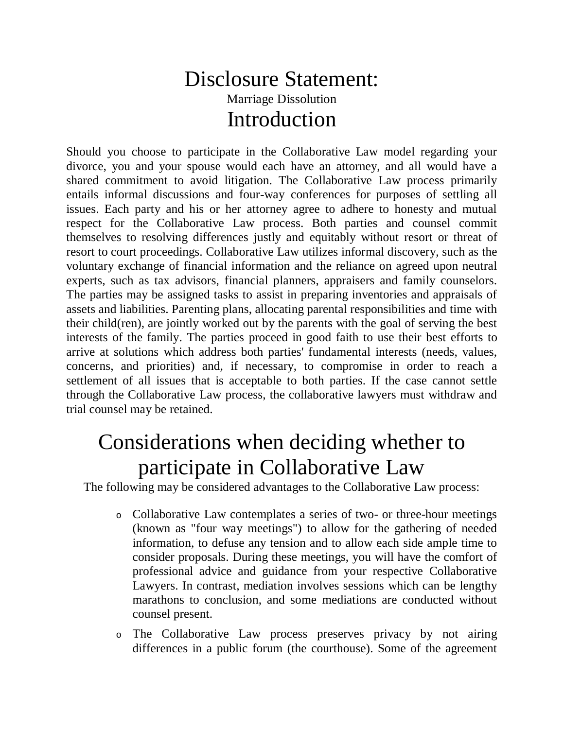# Disclosure Statement:

Marriage Dissolution

# Introduction

Should you choose to participate in the Collaborative Law model regarding your divorce, you and your spouse would each have an attorney, and all would have a shared commitment to avoid litigation. The Collaborative Law process primarily entails informal discussions and four-way conferences for purposes of settling all issues. Each party and his or her attorney agree to adhere to honesty and mutual respect for the Collaborative Law process. Both parties and counsel commit themselves to resolving differences justly and equitably without resort or threat of resort to court proceedings. Collaborative Law utilizes informal discovery, such as the voluntary exchange of financial information and the reliance on agreed upon neutral experts, such as tax advisors, financial planners, appraisers and family counselors. The parties may be assigned tasks to assist in preparing inventories and appraisals of assets and liabilities. Parenting plans, allocating parental responsibilities and time with their child(ren), are jointly worked out by the parents with the goal of serving the best interests of the family. The parties proceed in good faith to use their best efforts to arrive at solutions which address both parties' fundamental interests (needs, values, concerns, and priorities) and, if necessary, to compromise in order to reach a settlement of all issues that is acceptable to both parties. If the case cannot settle through the Collaborative Law process, the collaborative lawyers must withdraw and trial counsel may be retained.

# Considerations when deciding whether to participate in Collaborative Law

The following may be considered advantages to the Collaborative Law process:

- Collaborative Law contemplates a series of two- or three-hour meetings (known as "four way meetings") to allow for the gathering of needed information, to defuse any tension and to allow each side ample time to consider proposals. During these meetings, you will have the comfort of professional advice and guidance from your respective Collaborative Lawyers. In contrast, mediation involves sessions which can be lengthy marathons to conclusion, and some mediations are conducted without counsel present.
- The Collaborative Law process preserves privacy by not airing differences in a public forum (the courthouse). Some of the agreement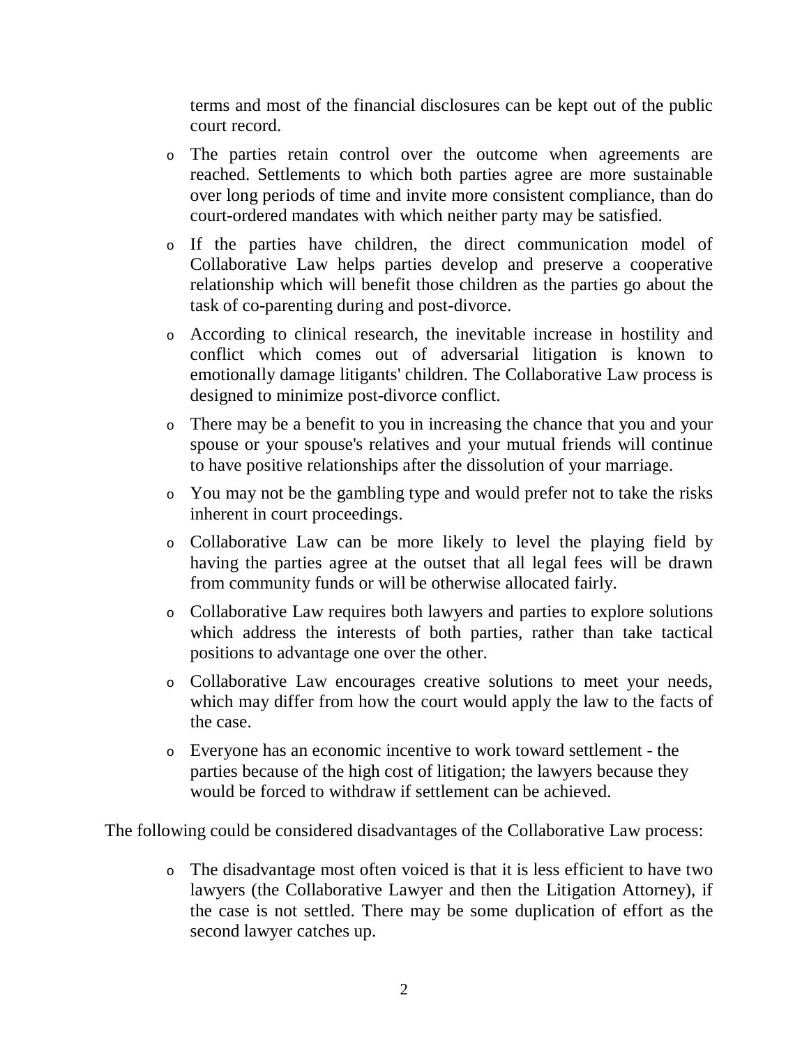terms and most of the financial disclosures can be kept out of the public court record.

- The parties retain control over the outcome when agreements are reached. Settlements to which both parties agree are more sustainable over long periods of time and invite more consistent compliance, than do court-ordered mandates with which neither party may be satisfied.
- If the parties have children, the direct communication model of Collaborative Law helps parties develop and preserve a cooperative relationship which will benefit those children as the parties go about the task of co-parenting during and post-divorce.
- According to clinical research, the inevitable increase in hostility and conflict which comes out of adversarial litigation is known to emotionally damage litigants' children. The Collaborative Law process is designed to minimize post-divorce conflict.
- There may be a benefit to you in increasing the chance that you and your spouse or your spouse's relatives and your mutual friends will continue to have positive relationships after the dissolution of your marriage.
- You may not be the gambling type and would prefer not to take the risks inherent in court proceedings.
- Collaborative Law can be more likely to level the playing field by having the parties agree at the outset that all legal fees will be drawn from community funds or will be otherwise allocated fairly.
- Collaborative Law requires both lawyers and parties to explore solutions which address the interests of both parties, rather than take tactical positions to advantage one over the other.
- Collaborative Law encourages creative solutions to meet your needs, which may differ from how the court would apply the law to the facts of the case.
- Everyone has an economic incentive to work toward settlement - the parties because of the high cost of litigation; the lawyers because they would be forced to withdraw if settlement can be achieved.

The following could be considered disadvantages of the Collaborative Law process:

- The disadvantage most often voiced is that it is less efficient to have two lawyers (the Collaborative Lawyer and then the Litigation Attorney), if the case is not settled. There may be some duplication of effort as the second lawyer catches up.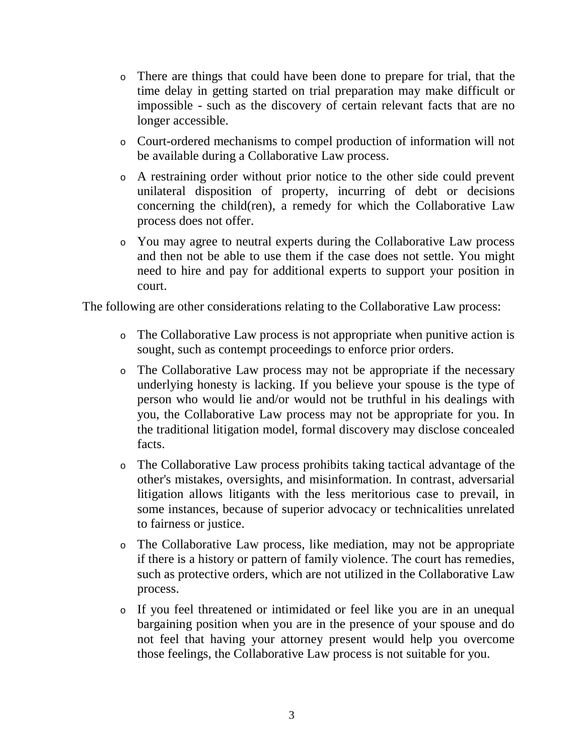- There are things that could have been done to prepare for trial, that the time delay in getting started on trial preparation may make difficult or impossible - such as the discovery of certain relevant facts that are no longer accessible.
- Court-ordered mechanisms to compel production of information will not be available during a Collaborative Law process.
- A restraining order without prior notice to the other side could prevent unilateral disposition of property, incurring of debt or decisions concerning the child(ren), a remedy for which the Collaborative Law process does not offer.
- You may agree to neutral experts during the Collaborative Law process and then not be able to use them if the case does not settle. You might need to hire and pay for additional experts to support your position in court.

The following are other considerations relating to the Collaborative Law process:

- The Collaborative Law process is not appropriate when punitive action is sought, such as contempt proceedings to enforce prior orders.
- The Collaborative Law process may not be appropriate if the necessary underlying honesty is lacking. If you believe your spouse is the type of person who would lie and/or would not be truthful in his dealings with you, the Collaborative Law process may not be appropriate for you. In the traditional litigation model, formal discovery may disclose concealed facts.
- The Collaborative Law process prohibits taking tactical advantage of the other's mistakes, oversights, and misinformation. In contrast, adversarial litigation allows litigants with the less meritorious case to prevail, in some instances, because of superior advocacy or technicalities unrelated to fairness or justice.
- The Collaborative Law process, like mediation, may not be appropriate if there is a history or pattern of family violence. The court has remedies, such as protective orders, which are not utilized in the Collaborative Law process.
- If you feel threatened or intimidated or feel like you are in an unequal bargaining position when you are in the presence of your spouse and do not feel that having your attorney present would help you overcome those feelings, the Collaborative Law process is not suitable for you.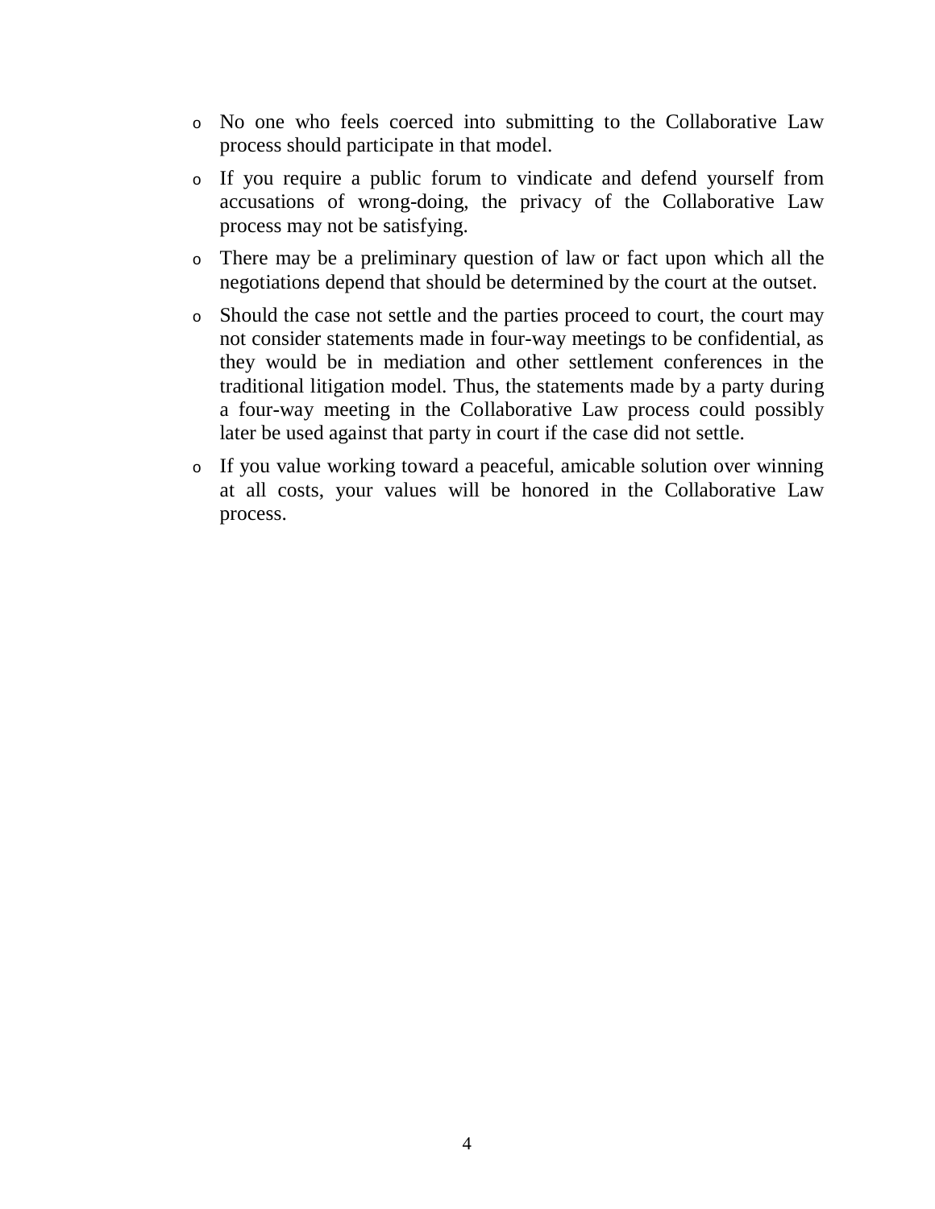- No one who feels coerced into submitting to the Collaborative Law process should participate in that model.
- If you require a public forum to vindicate and defend yourself from accusations of wrong-doing, the privacy of the Collaborative Law process may not be satisfying.
- There may be a preliminary question of law or fact upon which all the negotiations depend that should be determined by the court at the outset.
- Should the case not settle and the parties proceed to court, the court may not consider statements made in four-way meetings to be confidential, as they would be in mediation and other settlement conferences in the traditional litigation model. Thus, the statements made by a party during a four-way meeting in the Collaborative Law process could possibly later be used against that party in court if the case did not settle.
- If you value working toward a peaceful, amicable solution over winning at all costs, your values will be honored in the Collaborative Law process.